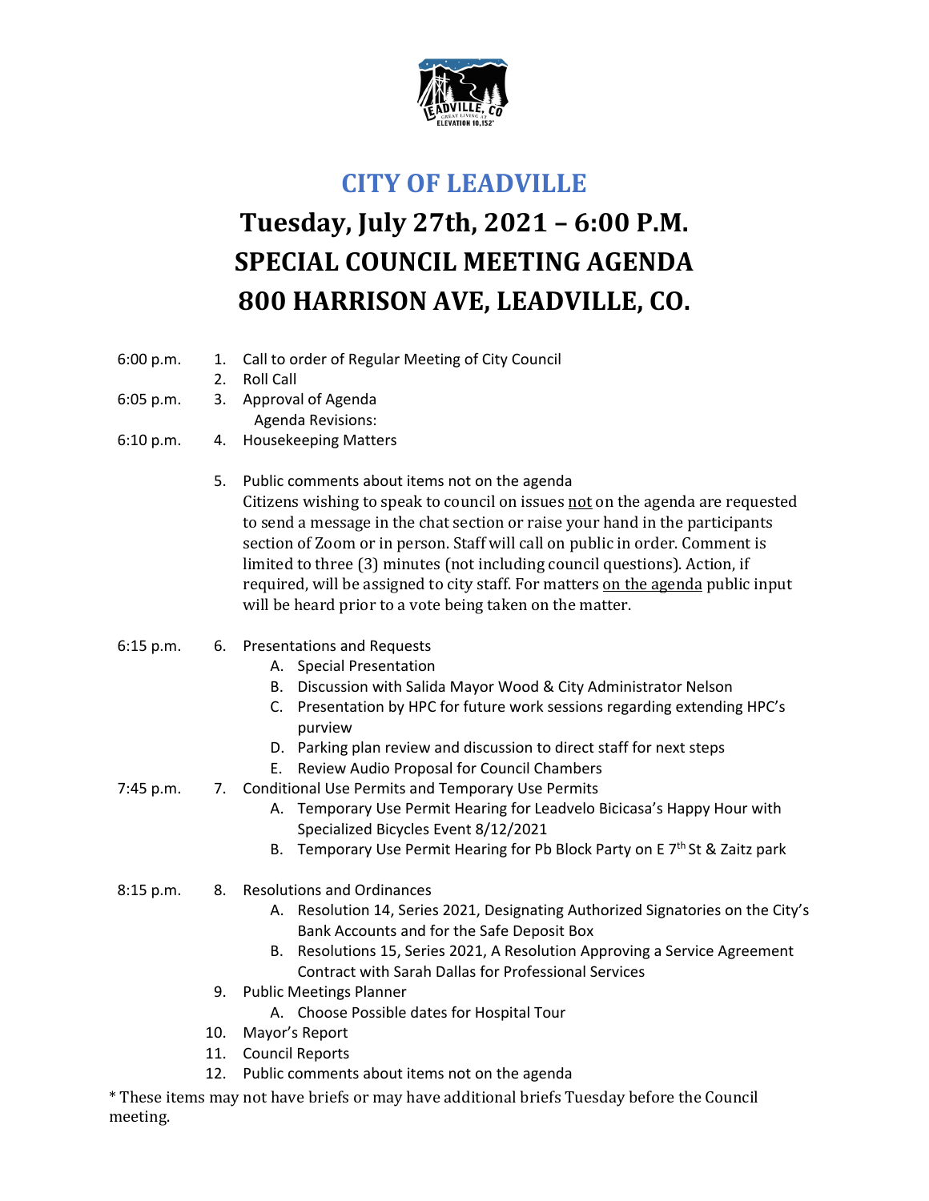# CITY OF LEADVILLE

## Tuesday, July 27th, 2021 – 6:00 P.M.
## SPECIAL COUNCIL MEETING AGENDA
## 800 HARRISON AVE, LEADVILLE, CO.

6:00 p.m.
1. Call to order of Regular Meeting of City Council
2. Roll Call

6:05 p.m.
3. Approval of Agenda
   Agenda Revisions:

6:10 p.m.
4. Housekeeping Matters

5. Public comments about items not on the agenda
   Citizens wishing to speak to council on issues not on the agenda are requested to send a message in the chat section or raise your hand in the participants section of Zoom or in person. Staff will call on public in order. Comment is limited to three (3) minutes (not including council questions). Action, if required, will be assigned to city staff. For matters on the agenda public input will be heard prior to a vote being taken on the matter.

6:15 p.m.
6. Presentations and Requests
   A. Special Presentation
   B. Discussion with Salida Mayor Wood & City Administrator Nelson
   C. Presentation by HPC for future work sessions regarding extending HPC's purview
   D. Parking plan review and discussion to direct staff for next steps
   E. Review Audio Proposal for Council Chambers

7:45 p.m.
7. Conditional Use Permits and Temporary Use Permits
   A. Temporary Use Permit Hearing for Leadvelo Bicicasa's Happy Hour with Specialized Bicycles Event 8/12/2021
   B. Temporary Use Permit Hearing for Pb Block Party on E 7th St & Zaitz park

8:15 p.m.
8. Resolutions and Ordinances
   A. Resolution 14, Series 2021, Designating Authorized Signatories on the City's Bank Accounts and for the Safe Deposit Box
   B. Resolutions 15, Series 2021, A Resolution Approving a Service Agreement Contract with Sarah Dallas for Professional Services
9. Public Meetings Planner
   A. Choose Possible dates for Hospital Tour
10. Mayor's Report
11. Council Reports
12. Public comments about items not on the agenda

* These items may not have briefs or may have additional briefs Tuesday before the Council meeting.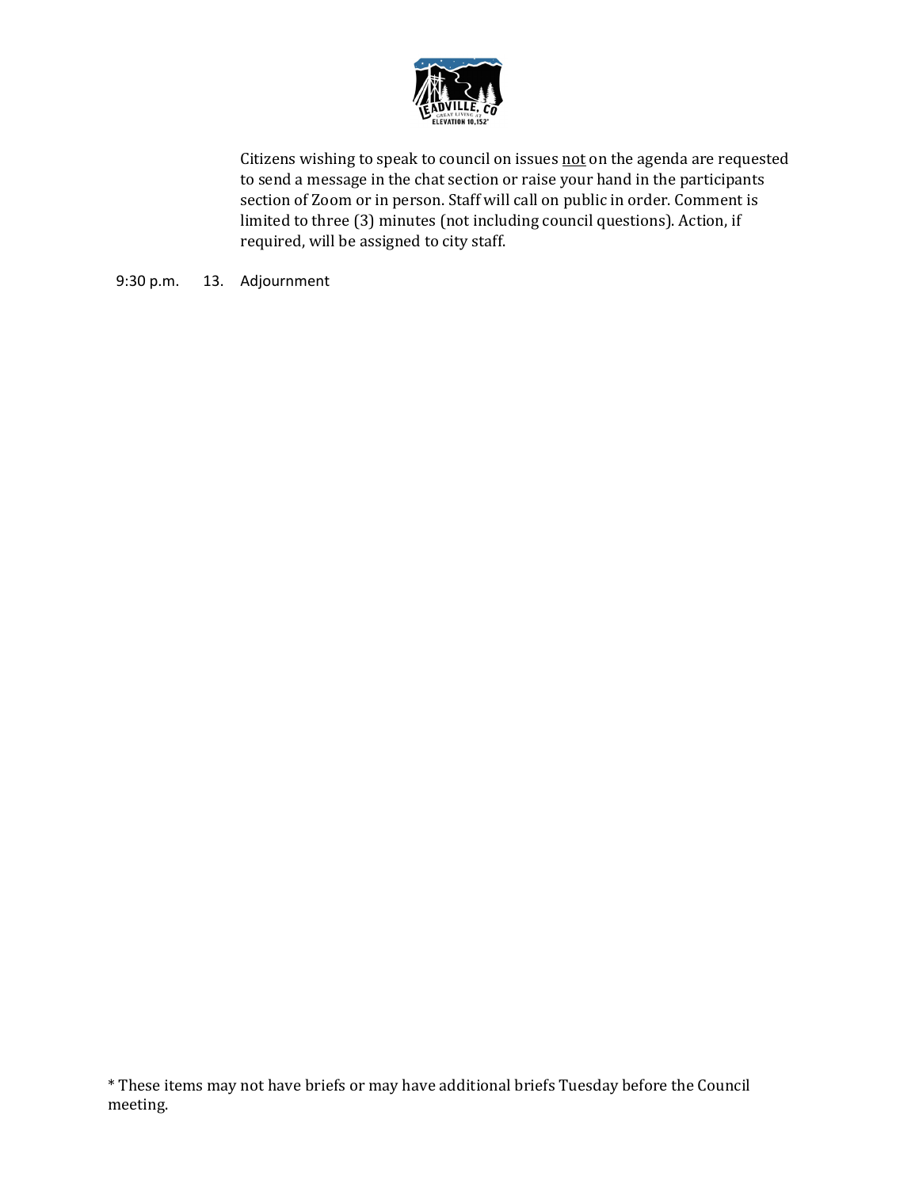Citizens wishing to speak to council on issues <u>not</u> on the agenda are requested to send a message in the chat section or raise your hand in the participants section of Zoom or in person. Staff will call on public in order. Comment is limited to three (3) minutes (not including council questions). Action, if required, will be assigned to city staff.

9:30 p.m. 13. Adjournment

* These items may not have briefs or may have additional briefs Tuesday before the Council meeting.